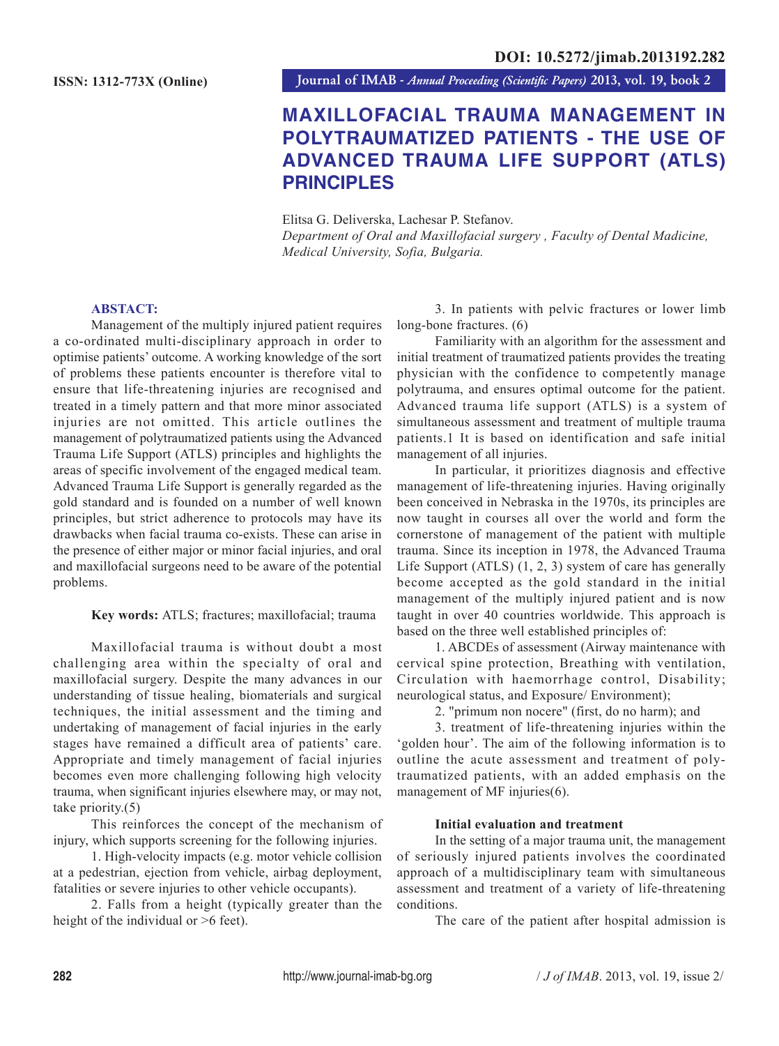DOI: 10.5272/jimab.2013192.282

ISSN: 1312-773X (Online)

# MAXILLOFACIAL TRAUMA MANAGEMENT IN POLYTRAUMATIZED PATIENTS - THE USE OF ADVANCED TRAUMA LIFE SUPPORT (ATLS) PRINCIPLES

Elitsa G. Deliverska, Lachesar P. Stefanov.
*Department of Oral and Maxillofacial surgery , Faculty of Dental Madicine, Medical University, Sofia, Bulgaria.*

## ABSTACT:

Management of the multiply injured patient requires a co-ordinated multi-disciplinary approach in order to optimise patients' outcome. A working knowledge of the sort of problems these patients encounter is therefore vital to ensure that life-threatening injuries are recognised and treated in a timely pattern and that more minor associated injuries are not omitted. This article outlines the management of polytraumatized patients using the Advanced Trauma Life Support (ATLS) principles and highlights the areas of specific involvement of the engaged medical team. Advanced Trauma Life Support is generally regarded as the gold standard and is founded on a number of well known principles, but strict adherence to protocols may have its drawbacks when facial trauma co-exists. These can arise in the presence of either major or minor facial injuries, and oral and maxillofacial surgeons need to be aware of the potential problems.

**Key words:** ATLS; fractures; maxillofacial; trauma

Maxillofacial trauma is without doubt a most challenging area within the specialty of oral and maxillofacial surgery. Despite the many advances in our understanding of tissue healing, biomaterials and surgical techniques, the initial assessment and the timing and undertaking of management of facial injuries in the early stages have remained a difficult area of patients' care. Appropriate and timely management of facial injuries becomes even more challenging following high velocity trauma, when significant injuries elsewhere may, or may not, take priority.(5)

This reinforces the concept of the mechanism of injury, which supports screening for the following injuries.

1. High-velocity impacts (e.g. motor vehicle collision at a pedestrian, ejection from vehicle, airbag deployment, fatalities or severe injuries to other vehicle occupants).

2. Falls from a height (typically greater than the height of the individual or >6 feet).

3. In patients with pelvic fractures or lower limb long-bone fractures. (6)

Familiarity with an algorithm for the assessment and initial treatment of traumatized patients provides the treating physician with the confidence to competently manage polytrauma, and ensures optimal outcome for the patient. Advanced trauma life support (ATLS) is a system of simultaneous assessment and treatment of multiple trauma patients.1 It is based on identification and safe initial management of all injuries.

In particular, it prioritizes diagnosis and effective management of life-threatening injuries. Having originally been conceived in Nebraska in the 1970s, its principles are now taught in courses all over the world and form the cornerstone of management of the patient with multiple trauma. Since its inception in 1978, the Advanced Trauma Life Support (ATLS) (1, 2, 3) system of care has generally become accepted as the gold standard in the initial management of the multiply injured patient and is now taught in over 40 countries worldwide. This approach is based on the three well established principles of:

1. ABCDEs of assessment (Airway maintenance with cervical spine protection, Breathing with ventilation, Circulation with haemorrhage control, Disability; neurological status, and Exposure/ Environment);

2. "primum non nocere" (first, do no harm); and

3. treatment of life-threatening injuries within the 'golden hour'. The aim of the following information is to outline the acute assessment and treatment of poly-traumatized patients, with an added emphasis on the management of MF injuries(6).

### Initial evaluation and treatment

In the setting of a major trauma unit, the management of seriously injured patients involves the coordinated approach of a multidisciplinary team with simultaneous assessment and treatment of a variety of life-threatening conditions.

The care of the patient after hospital admission is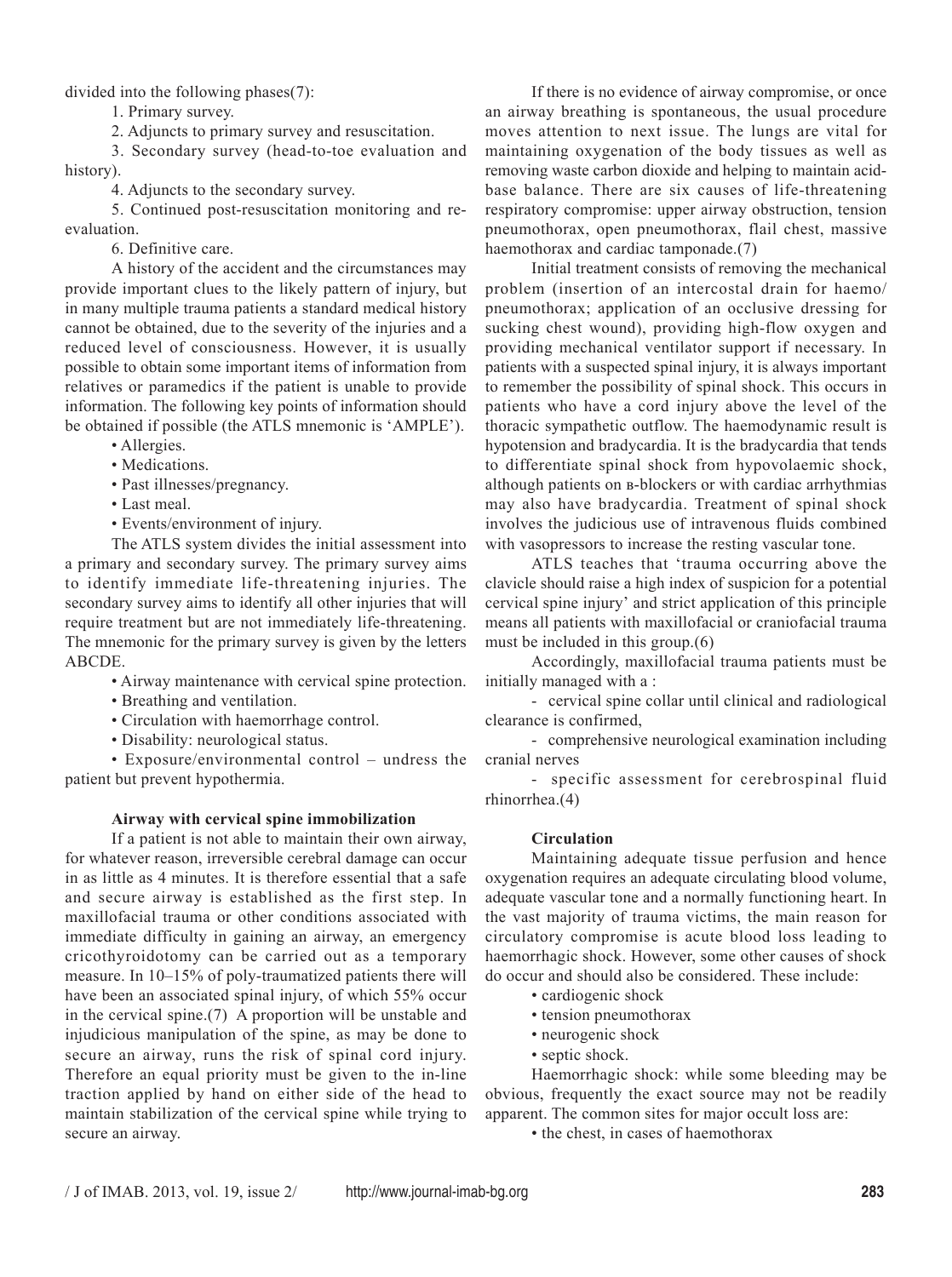divided into the following phases(7):

1. Primary survey.
2. Adjuncts to primary survey and resuscitation.
3. Secondary survey (head-to-toe evaluation and history).
4. Adjuncts to the secondary survey.
5. Continued post-resuscitation monitoring and re-evaluation.
6. Definitive care.

A history of the accident and the circumstances may provide important clues to the likely pattern of injury, but in many multiple trauma patients a standard medical history cannot be obtained, due to the severity of the injuries and a reduced level of consciousness. However, it is usually possible to obtain some important items of information from relatives or paramedics if the patient is unable to provide information. The following key points of information should be obtained if possible (the ATLS mnemonic is 'AMPLE').

- Allergies.
- Medications.
- Past illnesses/pregnancy.
- Last meal.
- Events/environment of injury.

The ATLS system divides the initial assessment into a primary and secondary survey. The primary survey aims to identify immediate life-threatening injuries. The secondary survey aims to identify all other injuries that will require treatment but are not immediately life-threatening. The mnemonic for the primary survey is given by the letters ABCDE.

- Airway maintenance with cervical spine protection.
- Breathing and ventilation.
- Circulation with haemorrhage control.
- Disability: neurological status.
- Exposure/environmental control – undress the patient but prevent hypothermia.

**Airway with cervical spine immobilization**

If a patient is not able to maintain their own airway, for whatever reason, irreversible cerebral damage can occur in as little as 4 minutes. It is therefore essential that a safe and secure airway is established as the first step. In maxillofacial trauma or other conditions associated with immediate difficulty in gaining an airway, an emergency cricothyroidotomy can be carried out as a temporary measure. In 10–15% of poly-traumatized patients there will have been an associated spinal injury, of which 55% occur in the cervical spine.(7) A proportion will be unstable and injudicious manipulation of the spine, as may be done to secure an airway, runs the risk of spinal cord injury. Therefore an equal priority must be given to the in-line traction applied by hand on either side of the head to maintain stabilization of the cervical spine while trying to secure an airway.

If there is no evidence of airway compromise, or once an airway breathing is spontaneous, the usual procedure moves attention to next issue. The lungs are vital for maintaining oxygenation of the body tissues as well as removing waste carbon dioxide and helping to maintain acid-base balance. There are six causes of life-threatening respiratory compromise: upper airway obstruction, tension pneumothorax, open pneumothorax, flail chest, massive haemothorax and cardiac tamponade.(7)

Initial treatment consists of removing the mechanical problem (insertion of an intercostal drain for haemo/pneumothorax; application of an occlusive dressing for sucking chest wound), providing high-flow oxygen and providing mechanical ventilator support if necessary. In patients with a suspected spinal injury, it is always important to remember the possibility of spinal shock. This occurs in patients who have a cord injury above the level of the thoracic sympathetic outflow. The haemodynamic result is hypotension and bradycardia. It is the bradycardia that tends to differentiate spinal shock from hypovolaemic shock, although patients on в-blockers or with cardiac arrhythmias may also have bradycardia. Treatment of spinal shock involves the judicious use of intravenous fluids combined with vasopressors to increase the resting vascular tone.

ATLS teaches that 'trauma occurring above the clavicle should raise a high index of suspicion for a potential cervical spine injury' and strict application of this principle means all patients with maxillofacial or craniofacial trauma must be included in this group.(6)

Accordingly, maxillofacial trauma patients must be initially managed with a :

- cervical spine collar until clinical and radiological clearance is confirmed,
- comprehensive neurological examination including cranial nerves
- specific assessment for cerebrospinal fluid rhinorrhea.(4)

**Circulation**

Maintaining adequate tissue perfusion and hence oxygenation requires an adequate circulating blood volume, adequate vascular tone and a normally functioning heart. In the vast majority of trauma victims, the main reason for circulatory compromise is acute blood loss leading to haemorrhagic shock. However, some other causes of shock do occur and should also be considered. These include:

- cardiogenic shock
- tension pneumothorax
- neurogenic shock
- septic shock.

Haemorrhagic shock: while some bleeding may be obvious, frequently the exact source may not be readily apparent. The common sites for major occult loss are:

- the chest, in cases of haemothorax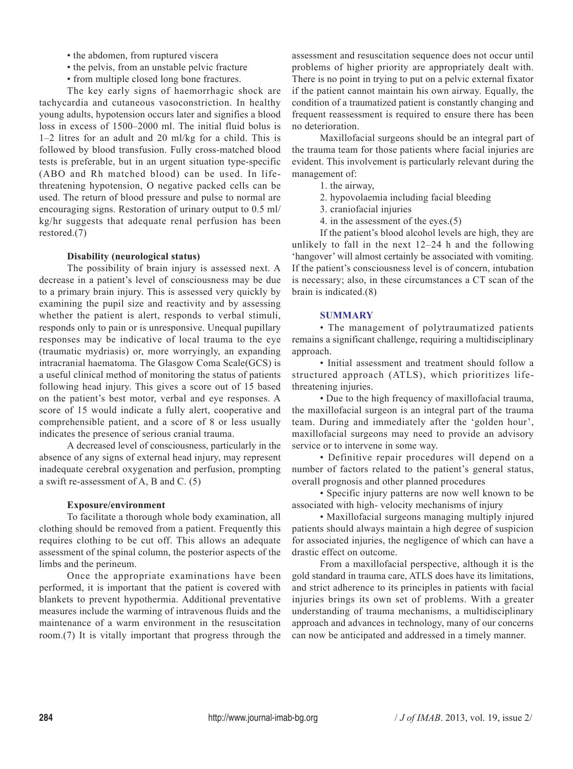- the abdomen, from ruptured viscera
- the pelvis, from an unstable pelvic fracture
- from multiple closed long bone fractures.

The key early signs of haemorrhagic shock are tachycardia and cutaneous vasoconstriction. In healthy young adults, hypotension occurs later and signifies a blood loss in excess of 1500–2000 ml. The initial fluid bolus is 1–2 litres for an adult and 20 ml/kg for a child. This is followed by blood transfusion. Fully cross-matched blood tests is preferable, but in an urgent situation type-specific (ABO and Rh matched blood) can be used. In life-threatening hypotension, O negative packed cells can be used. The return of blood pressure and pulse to normal are encouraging signs. Restoration of urinary output to 0.5 ml/kg/hr suggests that adequate renal perfusion has been restored.(7)

**Disability (neurological status)**

The possibility of brain injury is assessed next. A decrease in a patient's level of consciousness may be due to a primary brain injury. This is assessed very quickly by examining the pupil size and reactivity and by assessing whether the patient is alert, responds to verbal stimuli, responds only to pain or is unresponsive. Unequal pupillary responses may be indicative of local trauma to the eye (traumatic mydriasis) or, more worryingly, an expanding intracranial haematoma. The Glasgow Coma Scale(GCS) is a useful clinical method of monitoring the status of patients following head injury. This gives a score out of 15 based on the patient's best motor, verbal and eye responses. A score of 15 would indicate a fully alert, cooperative and comprehensible patient, and a score of 8 or less usually indicates the presence of serious cranial trauma.

A decreased level of consciousness, particularly in the absence of any signs of external head injury, may represent inadequate cerebral oxygenation and perfusion, prompting a swift re-assessment of A, B and C. (5)

**Exposure/environment**

To facilitate a thorough whole body examination, all clothing should be removed from a patient. Frequently this requires clothing to be cut off. This allows an adequate assessment of the spinal column, the posterior aspects of the limbs and the perineum.

Once the appropriate examinations have been performed, it is important that the patient is covered with blankets to prevent hypothermia. Additional preventative measures include the warming of intravenous fluids and the maintenance of a warm environment in the resuscitation room.(7) It is vitally important that progress through the assessment and resuscitation sequence does not occur until problems of higher priority are appropriately dealt with. There is no point in trying to put on a pelvic external fixator if the patient cannot maintain his own airway. Equally, the condition of a traumatized patient is constantly changing and frequent reassessment is required to ensure there has been no deterioration.

Maxillofacial surgeons should be an integral part of the trauma team for those patients where facial injuries are evident. This involvement is particularly relevant during the management of:

1. the airway,
2. hypovolaemia including facial bleeding
3. craniofacial injuries
4. in the assessment of the eyes.(5)

If the patient's blood alcohol levels are high, they are unlikely to fall in the next 12–24 h and the following 'hangover' will almost certainly be associated with vomiting. If the patient's consciousness level is of concern, intubation is necessary; also, in these circumstances a CT scan of the brain is indicated.(8)

## SUMMARY

- The management of polytraumatized patients remains a significant challenge, requiring a multidisciplinary approach.
- Initial assessment and treatment should follow a structured approach (ATLS), which prioritizes life-threatening injuries.
- Due to the high frequency of maxillofacial trauma, the maxillofacial surgeon is an integral part of the trauma team. During and immediately after the 'golden hour', maxillofacial surgeons may need to provide an advisory service or to intervene in some way.
- Definitive repair procedures will depend on a number of factors related to the patient's general status, overall prognosis and other planned procedures
- Specific injury patterns are now well known to be associated with high- velocity mechanisms of injury
- Maxillofacial surgeons managing multiply injured patients should always maintain a high degree of suspicion for associated injuries, the negligence of which can have a drastic effect on outcome.

From a maxillofacial perspective, although it is the gold standard in trauma care, ATLS does have its limitations, and strict adherence to its principles in patients with facial injuries brings its own set of problems. With a greater understanding of trauma mechanisms, a multidisciplinary approach and advances in technology, many of our concerns can now be anticipated and addressed in a timely manner.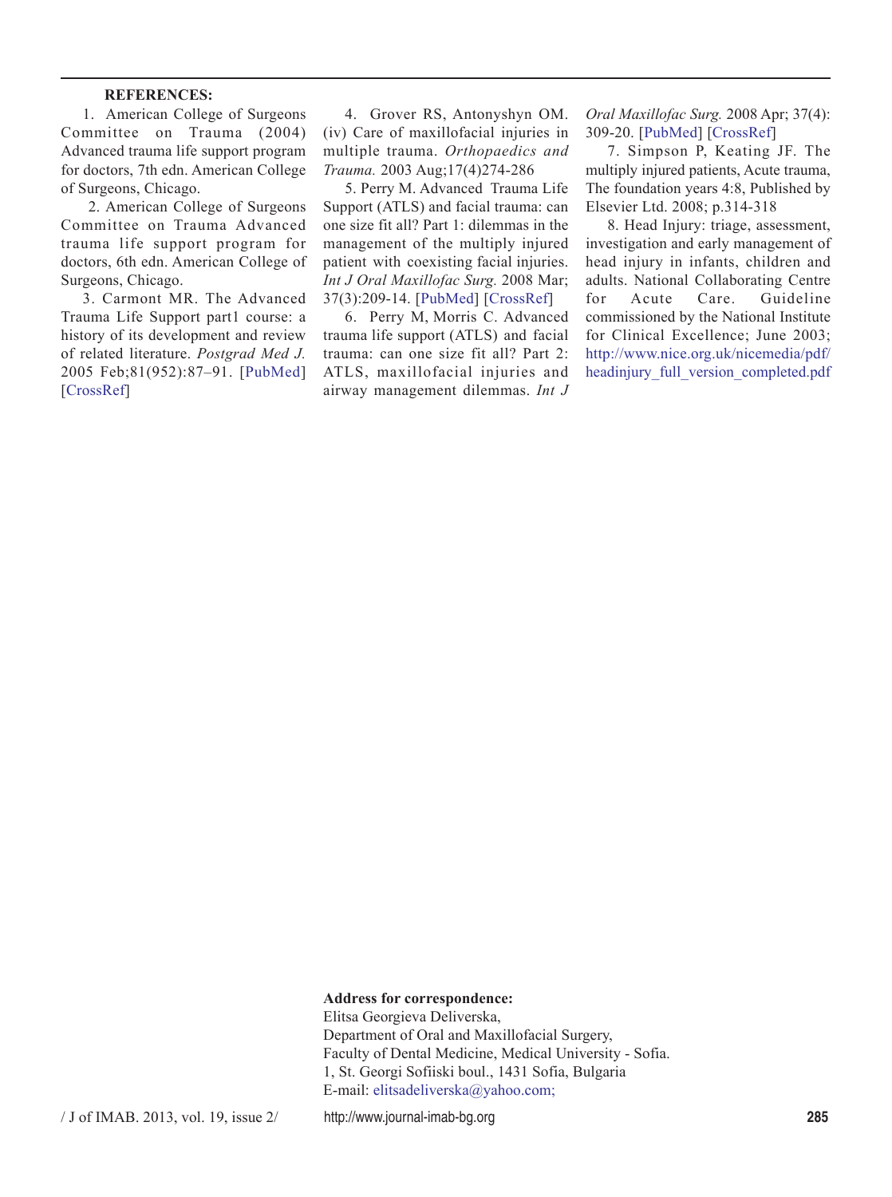**REFERENCES:**

1. American College of Surgeons Committee on Trauma (2004) Advanced trauma life support program for doctors, 7th edn. American College of Surgeons, Chicago.

2. American College of Surgeons Committee on Trauma Advanced trauma life support program for doctors, 6th edn. American College of Surgeons, Chicago.

3. Carmont MR. The Advanced Trauma Life Support part1 course: a history of its development and review of related literature. *Postgrad Med J.* 2005 Feb;81(952):87–91. [PubMed] [CrossRef]

4. Grover RS, Antonyshyn OM. (iv) Care of maxillofacial injuries in multiple trauma. *Orthopaedics and Trauma.* 2003 Aug;17(4)274-286

5. Perry M. Advanced Trauma Life Support (ATLS) and facial trauma: can one size fit all? Part 1: dilemmas in the management of the multiply injured patient with coexisting facial injuries. *Int J Oral Maxillofac Surg.* 2008 Mar; 37(3):209-14. [PubMed] [CrossRef]

6. Perry M, Morris C. Advanced trauma life support (ATLS) and facial trauma: can one size fit all? Part 2: ATLS, maxillofacial injuries and airway management dilemmas. *Int J Oral Maxillofac Surg.* 2008 Apr; 37(4): 309-20. [PubMed] [CrossRef]

7. Simpson P, Keating JF. The multiply injured patients, Acute trauma, The foundation years 4:8, Published by Elsevier Ltd. 2008; p.314-318

8. Head Injury: triage, assessment, investigation and early management of head injury in infants, children and adults. National Collaborating Centre for Acute Care. Guideline commissioned by the National Institute for Clinical Excellence; June 2003; http://www.nice.org.uk/nicemedia/pdf/headinjury_full_version_completed.pdf

**Address for correspondence:**
Elitsa Georgieva Deliverska,
Department of Oral and Maxillofacial Surgery,
Faculty of Dental Medicine, Medical University - Sofia.
1, St. Georgi Sofiiski boul., 1431 Sofia, Bulgaria
E-mail: elitsadeliverska@yahoo.com;